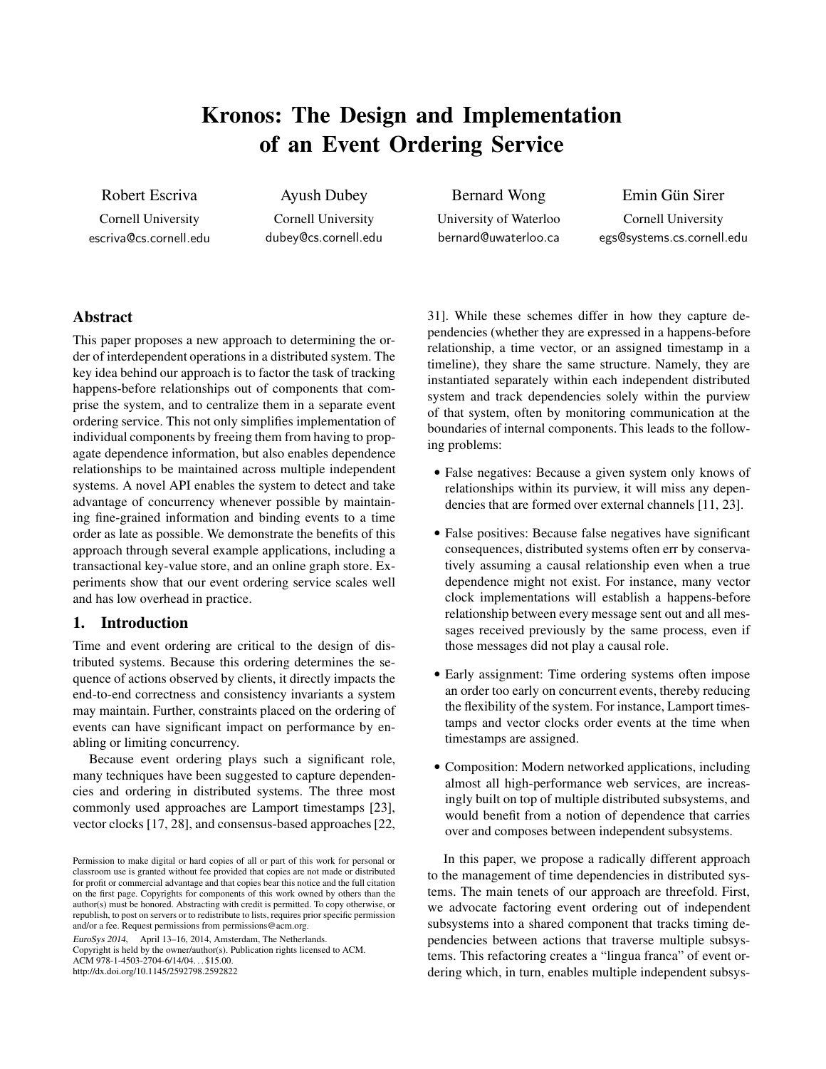# Kronos: The Design and Implementation of an Event Ordering Service

Robert Escriva
Cornell University
escriva@cs.cornell.edu

Ayush Dubey
Cornell University
dubey@cs.cornell.edu

Bernard Wong
University of Waterloo
bernard@uwaterloo.ca

Emin Gün Sirer
Cornell University
egs@systems.cs.cornell.edu

## Abstract

This paper proposes a new approach to determining the order of interdependent operations in a distributed system. The key idea behind our approach is to factor the task of tracking happens-before relationships out of components that comprise the system, and to centralize them in a separate event ordering service. This not only simplifies implementation of individual components by freeing them from having to propagate dependence information, but also enables dependence relationships to be maintained across multiple independent systems. A novel API enables the system to detect and take advantage of concurrency whenever possible by maintaining fine-grained information and binding events to a time order as late as possible. We demonstrate the benefits of this approach through several example applications, including a transactional key-value store, and an online graph store. Experiments show that our event ordering service scales well and has low overhead in practice.

## 1. Introduction

Time and event ordering are critical to the design of distributed systems. Because this ordering determines the sequence of actions observed by clients, it directly impacts the end-to-end correctness and consistency invariants a system may maintain. Further, constraints placed on the ordering of events can have significant impact on performance by enabling or limiting concurrency.

Because event ordering plays such a significant role, many techniques have been suggested to capture dependencies and ordering in distributed systems. The three most commonly used approaches are Lamport timestamps [23], vector clocks [17, 28], and consensus-based approaches [22, 31]. While these schemes differ in how they capture dependencies (whether they are expressed in a happens-before relationship, a time vector, or an assigned timestamp in a timeline), they share the same structure. Namely, they are instantiated separately within each independent distributed system and track dependencies solely within the purview of that system, often by monitoring communication at the boundaries of internal components. This leads to the following problems:

- False negatives: Because a given system only knows of relationships within its purview, it will miss any dependencies that are formed over external channels [11, 23].
- False positives: Because false negatives have significant consequences, distributed systems often err by conservatively assuming a causal relationship even when a true dependence might not exist. For instance, many vector clock implementations will establish a happens-before relationship between every message sent out and all messages received previously by the same process, even if those messages did not play a causal role.
- Early assignment: Time ordering systems often impose an order too early on concurrent events, thereby reducing the flexibility of the system. For instance, Lamport timestamps and vector clocks order events at the time when timestamps are assigned.
- Composition: Modern networked applications, including almost all high-performance web services, are increasingly built on top of multiple distributed subsystems, and would benefit from a notion of dependence that carries over and composes between independent subsystems.

In this paper, we propose a radically different approach to the management of time dependencies in distributed systems. The main tenets of our approach are threefold. First, we advocate factoring event ordering out of independent subsystems into a shared component that tracks timing dependencies between actions that traverse multiple systems. This refactoring creates a "lingua franca" of event ordering which, in turn, enables multiple independent subsys-

Permission to make digital or hard copies of all or part of this work for personal or classroom use is granted without fee provided that copies are not made or distributed for profit or commercial advantage and that copies bear this notice and the full citation on the first page. Copyrights for components of this work owned by others than the author(s) must be honored. Abstracting with credit is permitted. To copy otherwise, or republish, to post on servers or to redistribute to lists, requires prior specific permission and/or a fee. Request permissions from permissions@acm.org.
*EuroSys 2014*, April 13–16, 2014, Amsterdam, The Netherlands.
Copyright is held by the owner/author(s). Publication rights licensed to ACM.
ACM 978-1-4503-2704-6/14/04…$15.00.
http://dx.doi.org/10.1145/2592798.2592822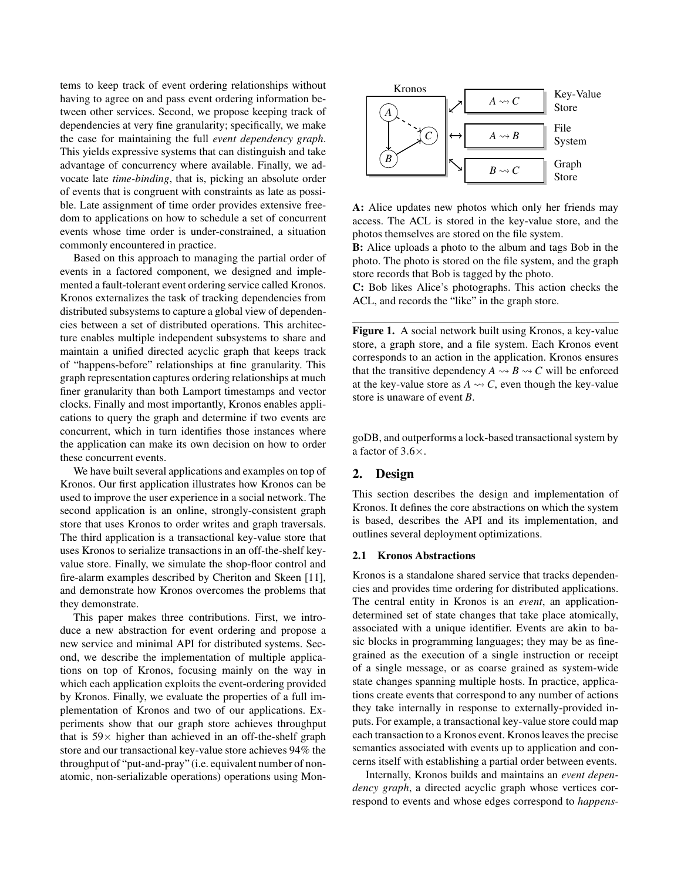tems to keep track of event ordering relationships without having to agree on and pass event ordering information between other services. Second, we propose keeping track of dependencies at very fine granularity; specifically, we make the case for maintaining the full *event dependency graph*. This yields expressive systems that can distinguish and take advantage of concurrency where available. Finally, we advocate late *time-binding*, that is, picking an absolute order of events that is congruent with constraints as late as possible. Late assignment of time order provides extensive freedom to applications on how to schedule a set of concurrent events whose time order is under-constrained, a situation commonly encountered in practice.

Based on this approach to managing the partial order of events in a factored component, we designed and implemented a fault-tolerant event ordering service called Kronos. Kronos externalizes the task of tracking dependencies from distributed subsystems to capture a global view of dependencies between a set of distributed operations. This architecture enables multiple independent subsystems to share and maintain a unified directed acyclic graph that keeps track of "happens-before" relationships at fine granularity. This graph representation captures ordering relationships at much finer granularity than both Lamport timestamps and vector clocks. Finally and most importantly, Kronos enables applications to query the graph and determine if two events are concurrent, which in turn identifies those instances where the application can make its own decision on how to order these concurrent events.

We have built several applications and examples on top of Kronos. Our first application illustrates how Kronos can be used to improve the user experience in a social network. The second application is an online, strongly-consistent graph store that uses Kronos to order writes and graph traversals. The third application is a transactional key-value store that uses Kronos to serialize transactions in an off-the-shelf key-value store. Finally, we simulate the shop-floor control and fire-alarm examples described by Cheriton and Skeen [11], and demonstrate how Kronos overcomes the problems that they demonstrate.

This paper makes three contributions. First, we introduce a new abstraction for event ordering and propose a new service and minimal API for distributed systems. Second, we describe the implementation of multiple applications on top of Kronos, focusing mainly on the way in which each application exploits the event-ordering provided by Kronos. Finally, we evaluate the properties of a full implementation of Kronos and two of our applications. Experiments show that our graph store achieves throughput that is 59× higher than achieved in an off-the-shelf graph store and our transactional key-value store achieves 94% the throughput of "put-and-pray" (i.e. equivalent number of non-atomic, non-serializable operations) operations using MongoDB, and outperforms a lock-based transactional system by a factor of 3.6×.

Kronos

$A \rightsquigarrow C$ Key-Value Store

$A \rightsquigarrow B$ File System

$B \rightsquigarrow C$ Graph Store

**A:** Alice updates new photos which only her friends may access. The ACL is stored in the key-value store, and the photos themselves are stored on the file system.

**B:** Alice uploads a photo to the album and tags Bob in the photo. The photo is stored on the file system, and the graph store records that Bob is tagged by the photo.

**C:** Bob likes Alice's photographs. This action checks the ACL, and records the "like" in the graph store.

**Figure 1.** A social network built using Kronos, a key-value store, a graph store, and a file system. Each Kronos event corresponds to an action in the application. Kronos ensures that the transitive dependency $A \rightsquigarrow B \rightsquigarrow C$ will be enforced at the key-value store as $A \rightsquigarrow C$, even though the key-value store is unaware of event $B$.

## 2. Design

This section describes the design and implementation of Kronos. It defines the core abstractions on which the system is based, describes the API and its implementation, and outlines several deployment optimizations.

### 2.1 Kronos Abstractions

Kronos is a standalone shared service that tracks dependencies and provides time ordering for distributed applications. The central entity in Kronos is an *event*, an application-determined set of state changes that take place atomically, associated with a unique identifier. Events are akin to basic blocks in programming languages; they may be as fine-grained as the execution of a single instruction or receipt of a single message, or as coarse grained as system-wide state changes spanning multiple hosts. In practice, applications create events that correspond to any number of actions they take internally in response to externally-provided inputs. For example, a transactional key-value store could map each transaction to a Kronos event. Kronos leaves the precise semantics associated with events up to application and concerns itself with establishing a partial order between events.

Internally, Kronos builds and maintains an *event dependency graph*, a directed acyclic graph whose vertices correspond to events and whose edges correspond to *happens-*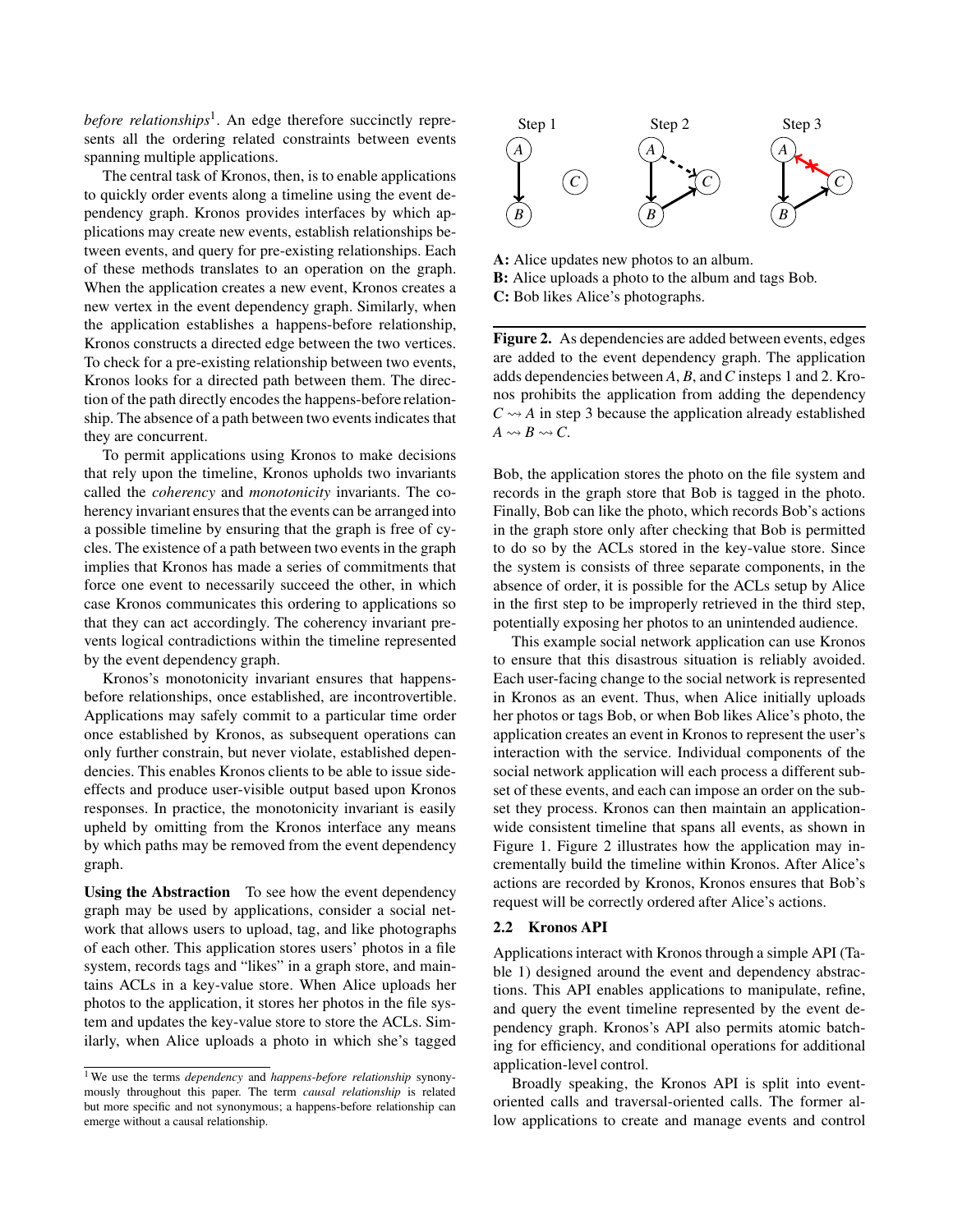*before relationships*[1]. An edge therefore succinctly represents all the ordering related constraints between events spanning multiple applications.

The central task of Kronos, then, is to enable applications to quickly order events along a timeline using the event dependency graph. Kronos provides interfaces by which applications may create new events, establish relationships between events, and query for pre-existing relationships. Each of these methods translates to an operation on the graph. When the application creates a new event, Kronos creates a new vertex in the event dependency graph. Similarly, when the application establishes a happens-before relationship, Kronos constructs a directed edge between the two vertices. To check for a pre-existing relationship between two events, Kronos looks for a directed path between them. The direction of the path directly encodes the happens-before relationship. The absence of a path between two events indicates that they are concurrent.

To permit applications using Kronos to make decisions that rely upon the timeline, Kronos upholds two invariants called the *coherency* and *monotonicity* invariants. The coherency invariant ensures that the events can be arranged into a possible timeline by ensuring that the graph is free of cycles. The existence of a path between two events in the graph implies that Kronos has made a series of commitments that force one event to necessarily succeed the other, in which case Kronos communicates this ordering to applications so that they can act accordingly. The coherency invariant prevents logical contradictions within the timeline represented by the event dependency graph.

Kronos's monotonicity invariant ensures that happens-before relationships, once established, are incontrovertible. Applications may safely commit to a particular time order once established by Kronos, as subsequent operations can only further constrain, but never violate, established dependencies. This enables Kronos clients to be able to issue side-effects and produce user-visible output based upon Kronos responses. In practice, the monotonicity invariant is easily upheld by omitting from the Kronos interface any means by which paths may be removed from the event dependency graph.

**Using the Abstraction** To see how the event dependency graph may be used by applications, consider a social network that allows users to upload, tag, and like photographs of each other. This application stores users' photos in a file system, records tags and "likes" in a graph store, and maintains ACLs in a key-value store. When Alice uploads her photos to the application, it stores her photos in the file system and updates the key-value store to store the ACLs. Similarly, when Alice uploads a photo in which she's tagged Bob, the application stores the photo on the file system and records in the graph store that Bob is tagged in the photo. Finally, Bob can like the photo, which records Bob's actions in the graph store only after checking that Bob is permitted to do so by the ACLs stored in the key-value store. Since the system is consists of three separate components, in the absence of order, it is possible for the ACLs setup by Alice in the first step to be improperly retrieved in the third step, potentially exposing her photos to an unintended audience.

Step 1 Step 2 Step 3

A B C

**A:** Alice updates new photos to an album.
**B:** Alice uploads a photo to the album and tags Bob.
**C:** Bob likes Alice's photographs.

**Figure 2.** As dependencies are added between events, edges are added to the event dependency graph. The application adds dependencies between $A$, $B$, and $C$ insteps 1 and 2. Kronos prohibits the application from adding the dependency $C \rightsquigarrow A$ in step 3 because the application already established $A \rightsquigarrow B \rightsquigarrow C$.

This example social network application can use Kronos to ensure that this disastrous situation is reliably avoided. Each user-facing change to the social network is represented in Kronos as an event. Thus, when Alice initially uploads her photos or tags Bob, or when Bob likes Alice's photo, the application creates an event in Kronos to represent the user's interaction with the service. Individual components of the social network application will each process a different subset of these events, and each can impose an order on the subset they process. Kronos can then maintain an application-wide consistent timeline that spans all events, as shown in Figure 1. Figure 2 illustrates how the application may incrementally build the timeline within Kronos. After Alice's actions are recorded by Kronos, Kronos ensures that Bob's request will be correctly ordered after Alice's actions.

## 2.2 Kronos API

Applications interact with Kronos through a simple API (Table 1) designed around the event and dependency abstractions. This API enables applications to manipulate, refine, and query the event timeline represented by the event dependency graph. Kronos's API also permits atomic batching for efficiency, and conditional operations for additional application-level control.

Broadly speaking, the Kronos API is split into event-oriented calls and traversal-oriented calls. The former allow applications to create and manage events and control

[1] We use the terms *dependency* and *happens-before relationship* synonymously throughout this paper. The term *causal relationship* is related but more specific and not synonymous; a happens-before relationship can emerge without a causal relationship.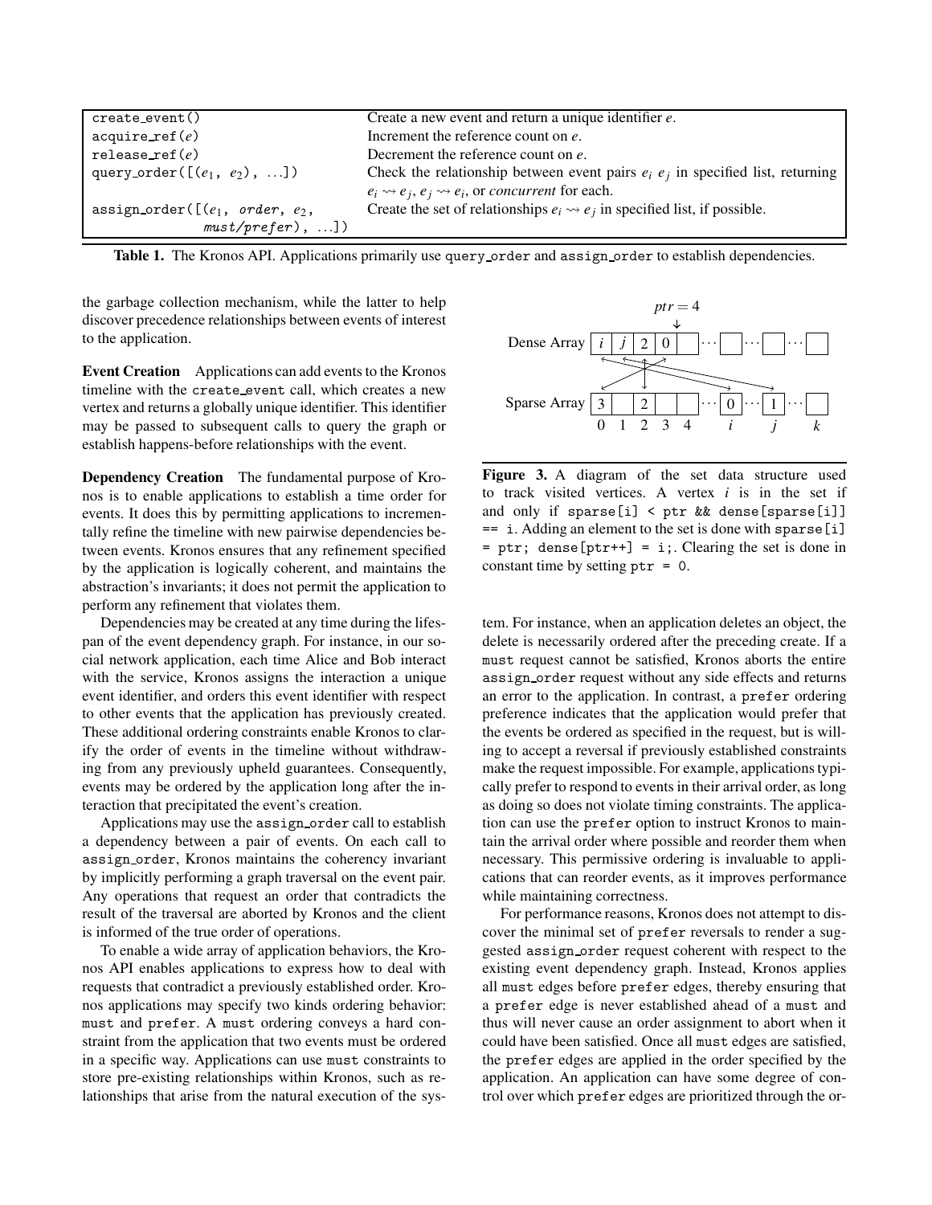| | |
|---|---|
| `create_event()` | Create a new event and return a unique identifier $e$. |
| `acquire_ref(`$e$`)` | Increment the reference count on $e$. |
| `release_ref(`$e$`)` | Decrement the reference count on $e$. |
| `query_order([(`$e_1$`, `$e_2$`), ...])` | Check the relationship between event pairs $e_i$ $e_j$ in specified list, returning $e_i \rightsquigarrow e_j$, $e_j \rightsquigarrow e_i$, or *concurrent* for each. |
| `assign_order([(`$e_1$`, order, `$e_2$`, must/prefer), ...])` | Create the set of relationships $e_i \rightsquigarrow e_j$ in specified list, if possible. |

**Table 1.** The Kronos API. Applications primarily use `query_order` and `assign_order` to establish dependencies.

the garbage collection mechanism, while the latter to help discover precedence relationships between events of interest to the application.

**Event Creation** Applications can add events to the Kronos timeline with the `create_event` call, which creates a new vertex and returns a globally unique identifier. This identifier may be passed to subsequent calls to query the graph or establish happens-before relationships with the event.

**Dependency Creation** The fundamental purpose of Kronos is to enable applications to establish a time order for events. It does this by permitting applications to incrementally refine the timeline with new pairwise dependencies between events. Kronos ensures that any refinement specified by the application is logically coherent, and maintains the abstraction's invariants; it does not permit the application to perform any refinement that violates them.

Dependencies may be created at any time during the lifespan of the event dependency graph. For instance, in our social network application, each time Alice and Bob interact with the service, Kronos assigns the interaction a unique event identifier, and orders this event identifier with respect to other events that the application has previously created. These additional ordering constraints enable Kronos to clarify the order of events in the timeline without withdrawing from any previously upheld guarantees. Consequently, events may be ordered by the application long after the interaction that precipitated the event's creation.

Applications may use the `assign_order` call to establish a dependency between a pair of events. On each call to `assign_order`, Kronos maintains the coherency invariant by implicitly performing a graph traversal on the event pair. Any operations that request an order that contradicts the result of the traversal are aborted by Kronos and the client is informed of the true order of operations.

To enable a wide array of application behaviors, the Kronos API enables applications to express how to deal with requests that contradict a previously established order. Kronos applications may specify two kinds ordering behavior: `must` and `prefer`. A `must` ordering conveys a hard constraint from the application that two events must be ordered in a specific way. Applications can use `must` constraints to store pre-existing relationships within Kronos, such as relationships that arise from the natural execution of the system. For instance, when an application deletes an object, the delete is necessarily ordered after the preceding create. If a `must` request cannot be satisfied, Kronos aborts the entire `assign_order` request without any side effects and returns an error to the application. In contrast, a `prefer` ordering preference indicates that the application would prefer that the events be ordered as specified in the request, but is willing to accept a reversal if previously established constraints make the request impossible. For example, applications typically prefer to respond to events in their arrival order, as long as doing so does not violate timing constraints. The application can use the `prefer` option to instruct Kronos to maintain the arrival order where possible and reorder them when necessary. This permissive ordering is invaluable to applications that can reorder events, as it improves performance while maintaining correctness.

For performance reasons, Kronos does not attempt to discover the minimal set of `prefer` reversals to render a suggested `assign_order` request coherent with respect to the existing event dependency graph. Instead, Kronos applies all `must` edges before `prefer` edges, thereby ensuring that a `prefer` edge is never established ahead of a `must` and thus will never cause an order assignment to abort when it could have been satisfied. Once all `must` edges are satisfied, the `prefer` edges are applied in the order specified by the application. An application can have some degree of control over which `prefer` edges are prioritized through the or-

$ptr = 4$

Dense Array

Sparse Array

0 1 2 3 4 $i$ $j$ $k$

**Figure 3.** A diagram of the set data structure used to track visited vertices. A vertex $i$ is in the set if and only if `sparse[i] < ptr && dense[sparse[i]] == i`. Adding an element to the set is done with `sparse[i] = ptr; dense[ptr++] = i;`. Clearing the set is done in constant time by setting `ptr = 0`.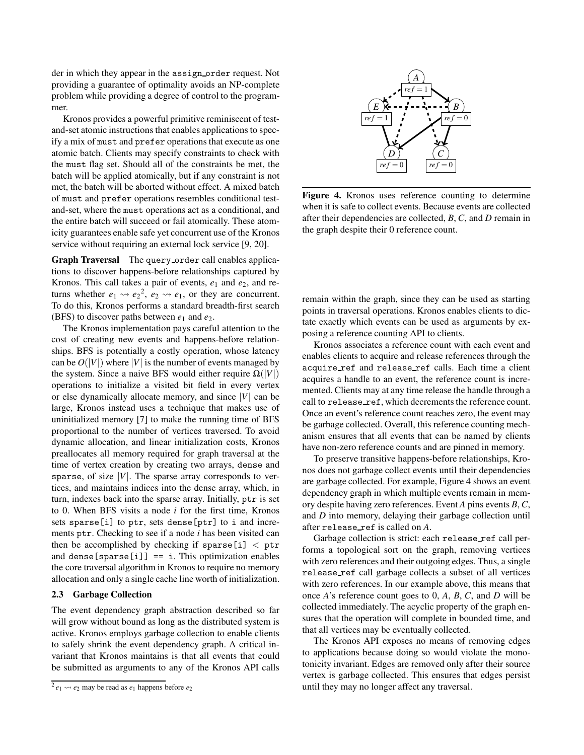der in which they appear in the assign_order request. Not providing a guarantee of optimality avoids an NP-complete problem while providing a degree of control to the programmer.

Kronos provides a powerful primitive reminiscent of test-and-set atomic instructions that enables applications to specify a mix of must and prefer operations that execute as one atomic batch. Clients may specify constraints to check with the must flag set. Should all of the constraints be met, the batch will be applied atomically, but if any constraint is not met, the batch will be aborted without effect. A mixed batch of must and prefer operations resembles conditional test-and-set, where the must operations act as a conditional, and the entire batch will succeed or fail atomically. These atomicity guarantees enable safe yet concurrent use of the Kronos service without requiring an external lock service [9, 20].

**Graph Traversal** The query_order call enables applications to discover happens-before relationships captured by Kronos. This call takes a pair of events, $e_1$ and $e_2$, and returns whether $e_1 \rightsquigarrow e_2$[2], $e_2 \rightsquigarrow e_1$, or they are concurrent. To do this, Kronos performs a standard breadth-first search (BFS) to discover paths between $e_1$ and $e_2$.

The Kronos implementation pays careful attention to the cost of creating new events and happens-before relationships. BFS is potentially a costly operation, whose latency can be $O(|V|)$ where $|V|$ is the number of events managed by the system. Since a naive BFS would either require $\Omega(|V|)$ operations to initialize a visited bit field in every vertex or else dynamically allocate memory, and since $|V|$ can be large, Kronos instead uses a technique that makes use of uninitialized memory [7] to make the running time of BFS proportional to the number of vertices traversed. To avoid dynamic allocation, and linear initialization costs, Kronos preallocates all memory required for graph traversal at the time of vertex creation by creating two arrays, dense and sparse, of size $|V|$. The sparse array corresponds to vertices, and maintains indices into the dense array, which, in turn, indexes back into the sparse array. Initially, ptr is set to 0. When BFS visits a node $i$ for the first time, Kronos sets sparse[i] to ptr, sets dense[ptr] to i and increments ptr. Checking to see if a node $i$ has been visited can then be accomplished by checking if sparse[i] < ptr and dense[sparse[i]] == i. This optimization enables the core traversal algorithm in Kronos to require no memory allocation and only a single cache line worth of initialization.

### 2.3 Garbage Collection

The event dependency graph abstraction described so far will grow without bound as long as the distributed system is active. Kronos employs garbage collection to enable clients to safely shrink the event dependency graph. A critical invariant that Kronos maintains is that all events that could be submitted as arguments to any of the Kronos API calls remain within the graph, since they can be used as starting points in traversal operations. Kronos enables clients to dictate exactly which events can be used as arguments by exposing a reference counting API to clients.

[2] $e_1 \rightsquigarrow e_2$ may be read as $e_1$ happens before $e_2$

**Figure 4.** Kronos uses reference counting to determine when it is safe to collect events. Because events are collected after their dependencies are collected, *B*, *C*, and *D* remain in the graph despite their 0 reference count.

Kronos associates a reference count with each event and enables clients to acquire and release references through the acquire_ref and release_ref calls. Each time a client acquires a handle to an event, the reference count is incremented. Clients may at any time release the handle through a call to release_ref, which decrements the reference count. Once an event's reference count reaches zero, the event may be garbage collected. Overall, this reference counting mechanism ensures that all events that can be named by clients have non-zero reference counts and are pinned in memory.

To preserve transitive happens-before relationships, Kronos does not garbage collect events until their dependencies are garbage collected. For example, Figure 4 shows an event dependency graph in which multiple events remain in memory despite having zero references. Event *A* pins events *B*, *C*, and *D* into memory, delaying their garbage collection until after release_ref is called on *A*.

Garbage collection is strict: each release_ref call performs a topological sort on the graph, removing vertices with zero references and their outgoing edges. Thus, a single release_ref call garbage collects a subset of all vertices with zero references. In our example above, this means that once *A*'s reference count goes to 0, *A*, *B*, *C*, and *D* will be collected immediately. The acyclic property of the graph ensures that the operation will complete in bounded time, and that all vertices may be eventually collected.

The Kronos API exposes no means of removing edges to applications because doing so would violate the monotonicity invariant. Edges are removed only after their source vertex is garbage collected. This ensures that edges persist until they may no longer affect any traversal.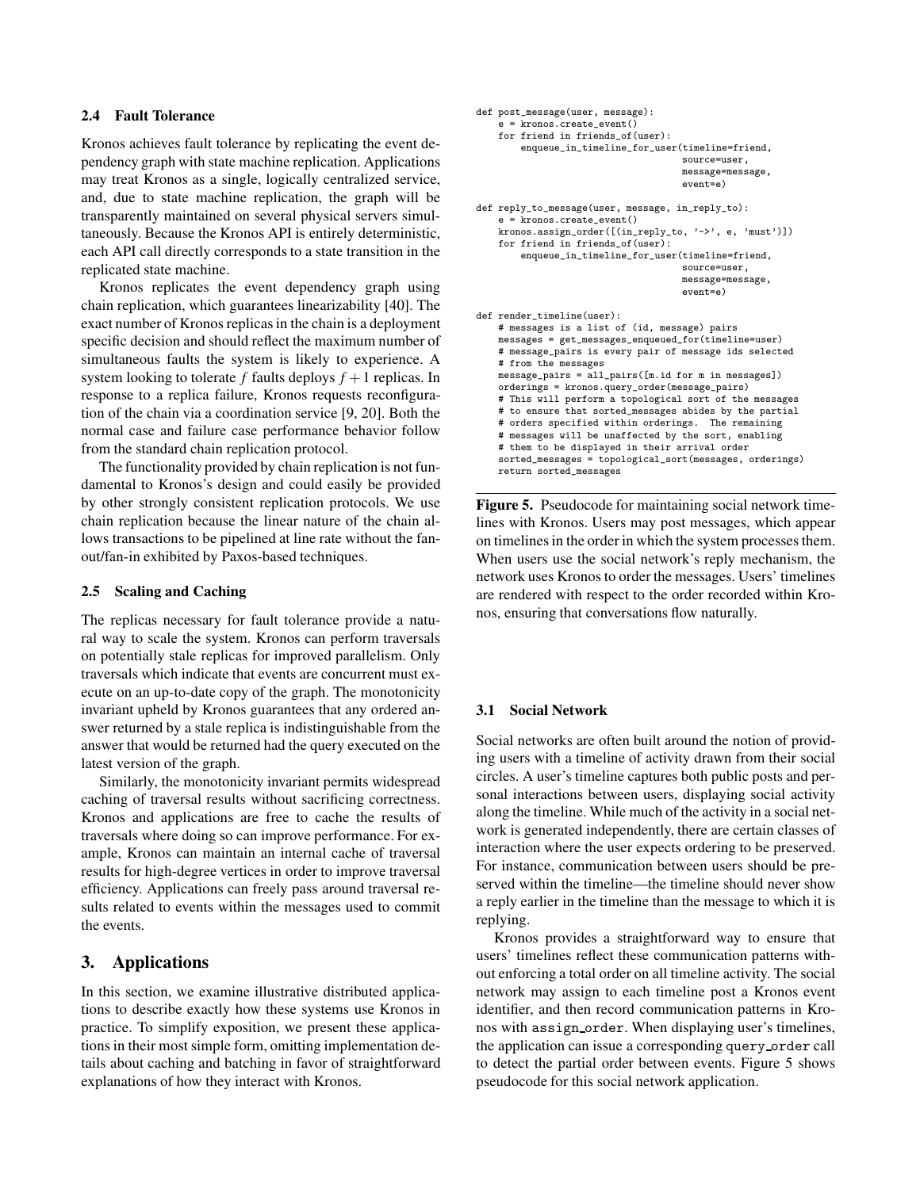### 2.4 Fault Tolerance

Kronos achieves fault tolerance by replicating the event dependency graph with state machine replication. Applications may treat Kronos as a single, logically centralized service, and, due to state machine replication, the graph will be transparently maintained on several physical servers simultaneously. Because the Kronos API is entirely deterministic, each API call directly corresponds to a state transition in the replicated state machine.

Kronos replicates the event dependency graph using chain replication, which guarantees linearizability [40]. The exact number of Kronos replicas in the chain is a deployment specific decision and should reflect the maximum number of simultaneous faults the system is likely to experience. A system looking to tolerate $f$ faults deploys $f+1$ replicas. In response to a replica failure, Kronos requests reconfiguration of the chain via a coordination service [9, 20]. Both the normal case and failure case performance behavior follow from the standard chain replication protocol.

The functionality provided by chain replication is not fundamental to Kronos's design and could easily be provided by other strongly consistent replication protocols. We use chain replication because the linear nature of the chain allows transactions to be pipelined at line rate without the fan-out/fan-in exhibited by Paxos-based techniques.

### 2.5 Scaling and Caching

The replicas necessary for fault tolerance provide a natural way to scale the system. Kronos can perform traversals on potentially stale replicas for improved parallelism. Only traversals which indicate that events are concurrent must execute on an up-to-date copy of the graph. The monotonicity invariant upheld by Kronos guarantees that any ordered answer returned by a stale replica is indistinguishable from the answer that would be returned had the query executed on the latest version of the graph.

Similarly, the monotonicity invariant permits widespread caching of traversal results without sacrificing correctness. Kronos and applications are free to cache the results of traversals where doing so can improve performance. For example, Kronos can maintain an internal cache of traversal results for high-degree vertices in order to improve traversal efficiency. Applications can freely pass around traversal results related to events within the messages used to commit the events.

## 3. Applications

In this section, we examine illustrative distributed applications to describe exactly how these systems use Kronos in practice. To simplify exposition, we present these applications in their most simple form, omitting implementation details about caching and batching in favor of straightforward explanations of how they interact with Kronos.

```
def post_message(user, message):
    e = kronos.create_event()
    for friend in friends_of(user):
        enqueue_in_timeline_for_user(timeline=friend,
                                     source=user,
                                     message=message,
                                     event=e)

def reply_to_message(user, message, in_reply_to):
    e = kronos.create_event()
    kronos.assign_order([(in_reply_to, '->', e, 'must')])
    for friend in friends_of(user):
        enqueue_in_timeline_for_user(timeline=friend,
                                     source=user,
                                     message=message,
                                     event=e)

def render_timeline(user):
    # messages is a list of (id, message) pairs
    messages = get_messages_enqueued_for(timeline=user)
    # message_pairs is every pair of message ids selected
    # from the messages
    message_pairs = all_pairs([m.id for m in messages])
    orderings = kronos.query_order(message_pairs)
    # This will perform a topological sort of the messages
    # to ensure that sorted_messages abides by the partial
    # orders specified within orderings.  The remaining
    # messages will be unaffected by the sort, enabling
    # them to be displayed in their arrival order
    sorted_messages = topological_sort(messages, orderings)
    return sorted_messages
```

**Figure 5.** Pseudocode for maintaining social network timelines with Kronos. Users may post messages, which appear on timelines in the order in which the system processes them. When users use the social network's reply mechanism, the network uses Kronos to order the messages. Users' timelines are rendered with respect to the order recorded within Kronos, ensuring that conversations flow naturally.

### 3.1 Social Network

Social networks are often built around the notion of providing users with a timeline of activity drawn from their social circles. A user's timeline captures both public posts and personal interactions between users, displaying social activity along the timeline. While much of the activity in a social network is generated independently, there are certain classes of interaction where the user expects ordering to be preserved. For instance, communication between users should be preserved within the timeline—the timeline should never show a reply earlier in the timeline than the message to which it is replying.

Kronos provides a straightforward way to ensure that users' timelines reflect these communication patterns without enforcing a total order on all timeline activity. The social network may assign to each timeline post a Kronos event identifier, and then record communication patterns in Kronos with `assign_order`. When displaying user's timelines, the application can issue a corresponding `query_order` call to detect the partial order between events. Figure 5 shows pseudocode for this social network application.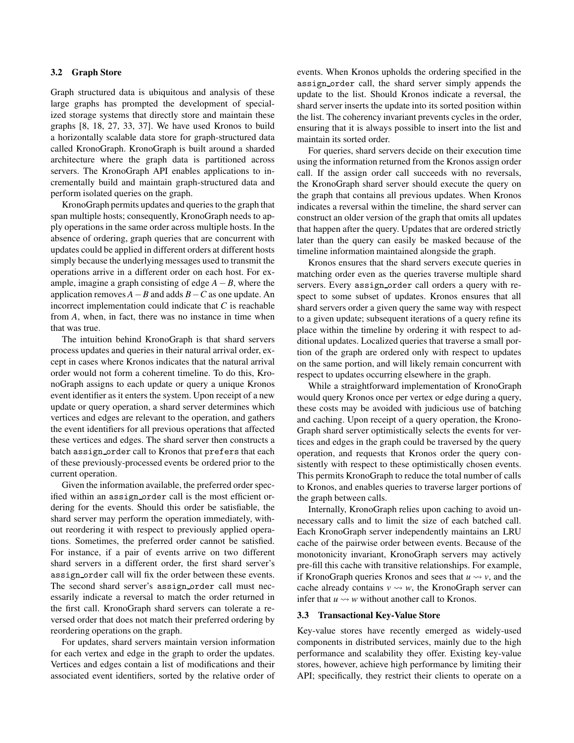### 3.2 Graph Store

Graph structured data is ubiquitous and analysis of these large graphs has prompted the development of specialized storage systems that directly store and maintain these graphs [8, 18, 27, 33, 37]. We have used Kronos to build a horizontally scalable data store for graph-structured data called KronoGraph. KronoGraph is built around a sharded architecture where the graph data is partitioned across servers. The KronoGraph API enables applications to incrementally build and maintain graph-structured data and perform isolated queries on the graph.

KronoGraph permits updates and queries to the graph that span multiple hosts; consequently, KronoGraph needs to apply operations in the same order across multiple hosts. In the absence of ordering, graph queries that are concurrent with updates could be applied in different orders at different hosts simply because the underlying messages used to transmit the operations arrive in a different order on each host. For example, imagine a graph consisting of edge $A-B$, where the application removes $A-B$ and adds $B-C$ as one update. An incorrect implementation could indicate that $C$ is reachable from $A$, when, in fact, there was no instance in time when that was true.

The intuition behind KronoGraph is that shard servers process updates and queries in their natural arrival order, except in cases where Kronos indicates that the natural arrival order would not form a coherent timeline. To do this, KronoGraph assigns to each update or query a unique Kronos event identifier as it enters the system. Upon receipt of a new update or query operation, a shard server determines which vertices and edges are relevant to the operation, and gathers the event identifiers for all previous operations that affected these vertices and edges. The shard server then constructs a batch `assign_order` call to Kronos that `prefers` that each of these previously-processed events be ordered prior to the current operation.

Given the information available, the preferred order specified within an `assign_order` call is the most efficient ordering for the events. Should this order be satisfiable, the shard server may perform the operation immediately, without reordering it with respect to previously applied operations. Sometimes, the preferred order cannot be satisfied. For instance, if a pair of events arrive on two different shard servers in a different order, the first shard server's `assign_order` call will fix the order between these events. The second shard server's `assign_order` call must necessarily indicate a reversal to match the order returned in the first call. KronoGraph shard servers can tolerate a reversed order that does not match their preferred ordering by reordering operations on the graph.

For updates, shard servers maintain version information for each vertex and edge in the graph to order the updates. Vertices and edges contain a list of modifications and their associated event identifiers, sorted by the relative order of events. When Kronos upholds the ordering specified in the `assign_order` call, the shard server simply appends the update to the list. Should Kronos indicate a reversal, the shard server inserts the update into its sorted position within the list. The coherency invariant prevents cycles in the order, ensuring that it is always possible to insert into the list and maintain its sorted order.

For queries, shard servers decide on their execution time using the information returned from the Kronos assign order call. If the assign order call succeeds with no reversals, the KronoGraph shard server should execute the query on the graph that contains all previous updates. When Kronos indicates a reversal within the timeline, the shard server can construct an older version of the graph that omits all updates that happen after the query. Updates that are ordered strictly later than the query can easily be masked because of the timeline information maintained alongside the graph.

Kronos ensures that the shard servers execute queries in matching order even as the queries traverse multiple shard servers. Every `assign_order` call orders a query with respect to some subset of updates. Kronos ensures that all shard servers order a given query the same way with respect to a given update; subsequent iterations of a query refine its place within the timeline by ordering it with respect to additional updates. Localized queries that traverse a small portion of the graph are ordered only with respect to updates on the same portion, and will likely remain concurrent with respect to updates occurring elsewhere in the graph.

While a straightforward implementation of KronoGraph would query Kronos once per vertex or edge during a query, these costs may be avoided with judicious use of batching and caching. Upon receipt of a query operation, the KronoGraph shard server optimistically selects the events for vertices and edges in the graph could be traversed by the query operation, and requests that Kronos order the query consistently with respect to these optimistically chosen events. This permits KronoGraph to reduce the total number of calls to Kronos, and enables queries to traverse larger portions of the graph between calls.

Internally, KronoGraph relies upon caching to avoid unnecessary calls and to limit the size of each batched call. Each KronoGraph server independently maintains an LRU cache of the pairwise order between events. Because of the monotonicity invariant, KronoGraph servers may actively pre-fill this cache with transitive relationships. For example, if KronoGraph queries Kronos and sees that $u \rightsquigarrow v$, and the cache already contains $v \rightsquigarrow w$, the KronoGraph server can infer that $u \rightsquigarrow w$ without another call to Kronos.

### 3.3 Transactional Key-Value Store

Key-value stores have recently emerged as widely-used components in distributed services, mainly due to the high performance and scalability they offer. Existing key-value stores, however, achieve high performance by limiting their API; specifically, they restrict their clients to operate on a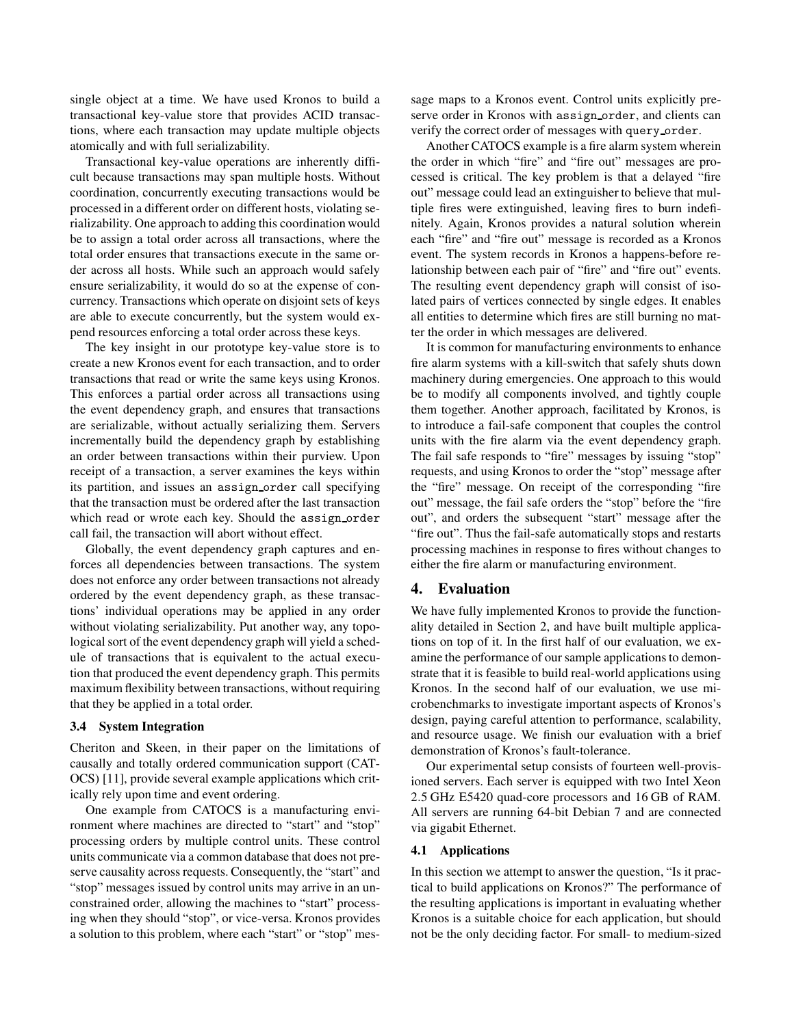single object at a time. We have used Kronos to build a transactional key-value store that provides ACID transactions, where each transaction may update multiple objects atomically and with full serializability.

Transactional key-value operations are inherently difficult because transactions may span multiple hosts. Without coordination, concurrently executing transactions would be processed in a different order on different hosts, violating serializability. One approach to adding this coordination would be to assign a total order across all transactions, where the total order ensures that transactions execute in the same order across all hosts. While such an approach would safely ensure serializability, it would do so at the expense of concurrency. Transactions which operate on disjoint sets of keys are able to execute concurrently, but the system would expend resources enforcing a total order across these keys.

The key insight in our prototype key-value store is to create a new Kronos event for each transaction, and to order transactions that read or write the same keys using Kronos. This enforces a partial order across all transactions using the event dependency graph, and ensures that transactions are serializable, without actually serializing them. Servers incrementally build the dependency graph by establishing an order between transactions within their purview. Upon receipt of a transaction, a server examines the keys within its partition, and issues an `assign_order` call specifying that the transaction must be ordered after the last transaction which read or wrote each key. Should the `assign_order` call fail, the transaction will abort without effect.

Globally, the event dependency graph captures and enforces all dependencies between transactions. The system does not enforce any order between transactions not already ordered by the event dependency graph, as these transactions' individual operations may be applied in any order without violating serializability. Put another way, any topological sort of the event dependency graph will yield a schedule of transactions that is equivalent to the actual execution that produced the event dependency graph. This permits maximum flexibility between transactions, without requiring that they be applied in a total order.

### 3.4 System Integration

Cheriton and Skeen, in their paper on the limitations of causally and totally ordered communication support (CATOCS) [11], provide several example applications which critically rely upon time and event ordering.

One example from CATOCS is a manufacturing environment where machines are directed to "start" and "stop" processing orders by multiple control units. These control units communicate via a common database that does not preserve causality across requests. Consequently, the "start" and "stop" messages issued by control units may arrive in an unconstrained order, allowing the machines to "start" processing when they should "stop", or vice-versa. Kronos provides a solution to this problem, where each "start" or "stop" message maps to a Kronos event. Control units explicitly preserve order in Kronos with `assign_order`, and clients can verify the correct order of messages with `query_order`.

Another CATOCS example is a fire alarm system wherein the order in which "fire" and "fire out" messages are processed is critical. The key problem is that a delayed "fire out" message could lead an extinguisher to believe that multiple fires were extinguished, leaving fires to burn indefinitely. Again, Kronos provides a natural solution wherein each "fire" and "fire out" message is recorded as a Kronos event. The system records in Kronos a happens-before relationship between each pair of "fire" and "fire out" events. The resulting event dependency graph will consist of isolated pairs of vertices connected by single edges. It enables all entities to determine which fires are still burning no matter the order in which messages are delivered.

It is common for manufacturing environments to enhance fire alarm systems with a kill-switch that safely shuts down machinery during emergencies. One approach to this would be to modify all components involved, and tightly couple them together. Another approach, facilitated by Kronos, is to introduce a fail-safe component that couples the control units with the fire alarm via the event dependency graph. The fail safe responds to "fire" messages by issuing "stop" requests, and using Kronos to order the "stop" message after the "fire" message. On receipt of the corresponding "fire out" message, the fail safe orders the "stop" before the "fire out", and orders the subsequent "start" message after the "fire out". Thus the fail-safe automatically stops and restarts processing machines in response to fires without changes to either the fire alarm or manufacturing environment.

## 4. Evaluation

We have fully implemented Kronos to provide the functionality detailed in Section 2, and have built multiple applications on top of it. In the first half of our evaluation, we examine the performance of our sample applications to demonstrate that it is feasible to build real-world applications using Kronos. In the second half of our evaluation, we use microbenchmarks to investigate important aspects of Kronos's design, paying careful attention to performance, scalability, and resource usage. We finish our evaluation with a brief demonstration of Kronos's fault-tolerance.

Our experimental setup consists of fourteen well-provisioned servers. Each server is equipped with two Intel Xeon 2.5 GHz E5420 quad-core processors and 16 GB of RAM. All servers are running 64-bit Debian 7 and are connected via gigabit Ethernet.

### 4.1 Applications

In this section we attempt to answer the question, "Is it practical to build applications on Kronos?" The performance of the resulting applications is important in evaluating whether Kronos is a suitable choice for each application, but should not be the only deciding factor. For small- to medium-sized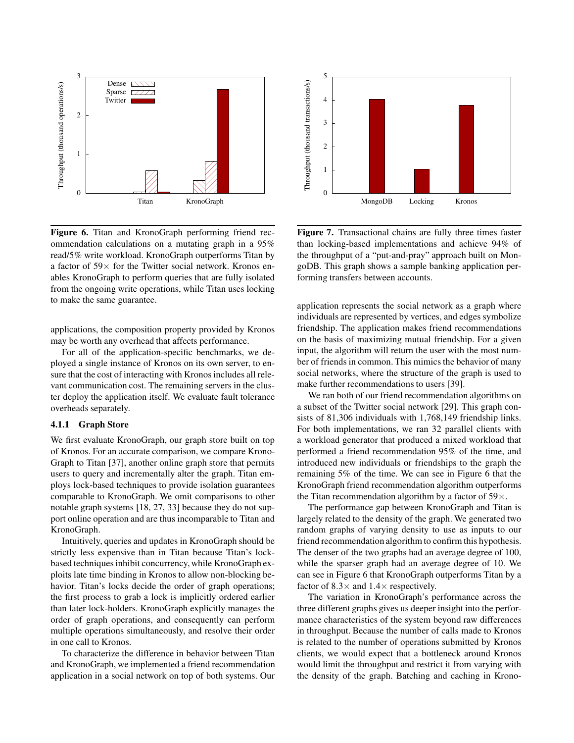Figure 6. Titan and KronoGraph performing friend recommendation calculations on a mutating graph in a 95% read/5% write workload. KronoGraph outperforms Titan by a factor of 59× for the Twitter social network. Kronos enables KronoGraph to perform queries that are fully isolated from the ongoing write operations, while Titan uses locking to make the same guarantee.

Figure 7. Transactional chains are fully three times faster than locking-based implementations and achieve 94% of the throughput of a "put-and-pray" approach built on MongoDB. This graph shows a sample banking application performing transfers between accounts.

applications, the composition property provided by Kronos may be worth any overhead that affects performance.

For all of the application-specific benchmarks, we deployed a single instance of Kronos on its own server, to ensure that the cost of interacting with Kronos includes all relevant communication cost. The remaining servers in the cluster deploy the application itself. We evaluate fault tolerance overheads separately.

### 4.1.1 Graph Store

We first evaluate KronoGraph, our graph store built on top of Kronos. For an accurate comparison, we compare KronoGraph to Titan [37], another online graph store that permits users to query and incrementally alter the graph. Titan employs lock-based techniques to provide isolation guarantees comparable to KronoGraph. We omit comparisons to other notable graph systems [18, 27, 33] because they do not support online operation and are thus incomparable to Titan and KronoGraph.

Intuitively, queries and updates in KronoGraph should be strictly less expensive than in Titan because Titan's lock-based techniques inhibit concurrency, while KronoGraph exploits late time binding in Kronos to allow non-blocking behavior. Titan's locks decide the order of graph operations; the first process to grab a lock is implicitly ordered earlier than later lock-holders. KronoGraph explicitly manages the order of graph operations, and consequently can perform multiple operations simultaneously, and resolve their order in one call to Kronos.

To characterize the difference in behavior between Titan and KronoGraph, we implemented a friend recommendation application in a social network on top of both systems. Our application represents the social network as a graph where individuals are represented by vertices, and edges symbolize friendship. The application makes friend recommendations on the basis of maximizing mutual friendship. For a given input, the algorithm will return the user with the most number of friends in common. This mimics the behavior of many social networks, where the structure of the graph is used to make further recommendations to users [39].

We ran both of our friend recommendation algorithms on a subset of the Twitter social network [29]. This graph consists of 81,306 individuals with 1,768,149 friendship links. For both implementations, we ran 32 parallel clients with a workload generator that produced a mixed workload that performed a friend recommendation 95% of the time, and introduced new individuals or friendships to the graph the remaining 5% of the time. We can see in Figure 6 that the KronoGraph friend recommendation algorithm outperforms the Titan recommendation algorithm by a factor of 59×.

The performance gap between KronoGraph and Titan is largely related to the density of the graph. We generated two random graphs of varying density to use as inputs to our friend recommendation algorithm to confirm this hypothesis. The denser of the two graphs had an average degree of 100, while the sparser graph had an average degree of 10. We can see in Figure 6 that KronoGraph outperforms Titan by a factor of 8.3× and 1.4× respectively.

The variation in KronoGraph's performance across the three different graphs gives us deeper insight into the performance characteristics of the system beyond raw differences in throughput. Because the number of calls made to Kronos is related to the number of operations submitted by Kronos clients, we would expect that a bottleneck around Kronos would limit the throughput and restrict it from varying with the density of the graph. Batching and caching in Krono-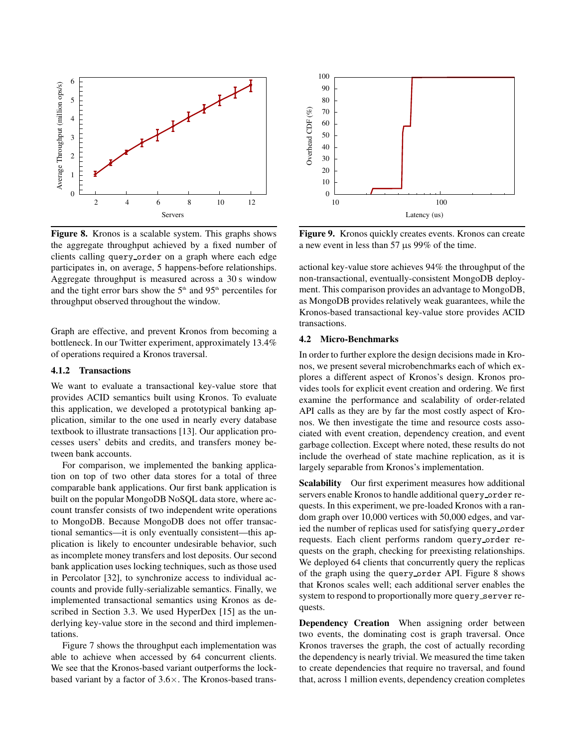**Figure 8.** Kronos is a scalable system. This graphs shows the aggregate throughput achieved by a fixed number of clients calling `query_order` on a graph where each edge participates in, on average, 5 happens-before relationships. Aggregate throughput is measured across a 30 s window and the tight error bars show the 5th and 95th percentiles for throughput observed throughout the window.

**Figure 9.** Kronos quickly creates events. Kronos can create a new event in less than 57 μs 99% of the time.

Graph are effective, and prevent Kronos from becoming a bottleneck. In our Twitter experiment, approximately 13.4% of operations required a Kronos traversal.

### 4.1.2 Transactions

We want to evaluate a transactional key-value store that provides ACID semantics built using Kronos. To evaluate this application, we developed a prototypical banking application, similar to the one used in nearly every database textbook to illustrate transactions [13]. Our application processes users' debits and credits, and transfers money between bank accounts.

For comparison, we implemented the banking application on top of two other data stores for a total of three comparable bank applications. Our first bank application is built on the popular MongoDB NoSQL data store, where account transfer consists of two independent write operations to MongoDB. Because MongoDB does not offer transactional semantics—it is only eventually consistent—this application is likely to encounter undesirable behavior, such as incomplete money transfers and lost deposits. Our second bank application uses locking techniques, such as those used in Percolator [32], to synchronize access to individual accounts and provide fully-serializable semantics. Finally, we implemented transactional semantics using Kronos as described in Section 3.3. We used HyperDex [15] as the underlying key-value store in the second and third implementations.

Figure 7 shows the throughput each implementation was able to achieve when accessed by 64 concurrent clients. We see that the Kronos-based variant outperforms the lock-based variant by a factor of 3.6×. The Kronos-based transactional key-value store achieves 94% the throughput of the non-transactional, eventually-consistent MongoDB deployment. This comparison provides an advantage to MongoDB, as MongoDB provides relatively weak guarantees, while the Kronos-based transactional key-value store provides ACID transactions.

## 4.2 Micro-Benchmarks

In order to further explore the design decisions made in Kronos, we present several microbenchmarks each of which explores a different aspect of Kronos's design. Kronos provides tools for explicit event creation and ordering. We first examine the performance and scalability of order-related API calls as they are by far the most costly aspect of Kronos. We then investigate the time and resource costs associated with event creation, dependency creation, and event garbage collection. Except where noted, these results do not include the overhead of state machine replication, as it is largely separable from Kronos's implementation.

**Scalability** Our first experiment measures how additional servers enable Kronos to handle additional `query_order` requests. In this experiment, we pre-loaded Kronos with a random graph over 10,000 vertices with 50,000 edges, and varied the number of replicas used for satisfying `query_order` requests. Each client performs random `query_order` requests on the graph, checking for preexisting relationships. We deployed 64 clients that concurrently query the replicas of the graph using the `query_order` API. Figure 8 shows that Kronos scales well; each additional server enables the system to respond to proportionally more `query_server` requests.

**Dependency Creation** When assigning order between two events, the dominating cost is graph traversal. Once Kronos traverses the graph, the cost of actually recording the dependency is nearly trivial. We measured the time taken to create dependencies that require no traversal, and found that, across 1 million events, dependency creation completes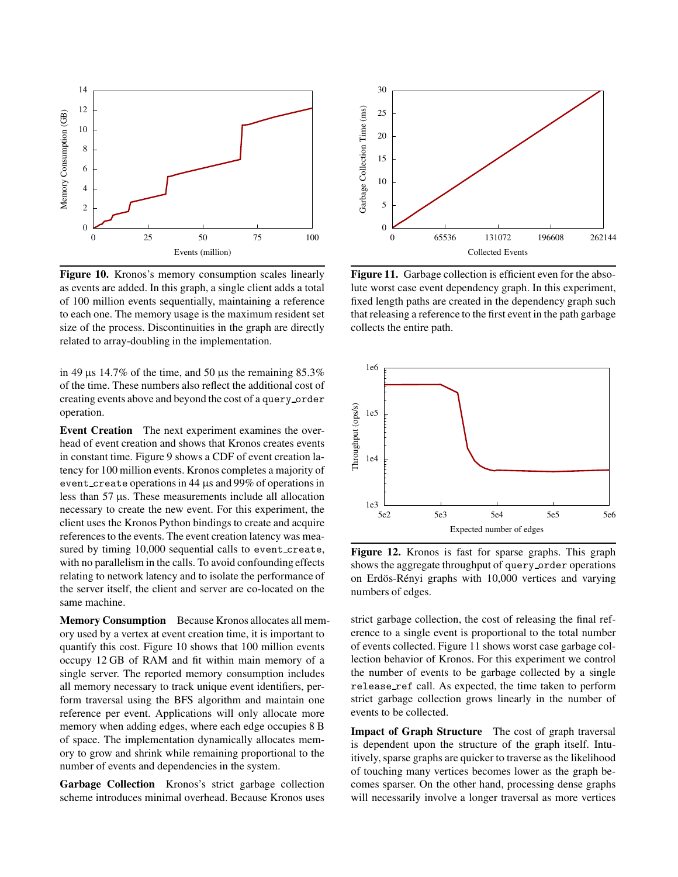Figure 10. Kronos's memory consumption scales linearly as events are added. In this graph, a single client adds a total of 100 million events sequentially, maintaining a reference to each one. The memory usage is the maximum resident set size of the process. Discontinuities in the graph are directly related to array-doubling in the implementation.

Figure 11. Garbage collection is efficient even for the absolute worst case event dependency graph. In this experiment, fixed length paths are created in the dependency graph such that releasing a reference to the first event in the path garbage collects the entire path.

Figure 12. Kronos is fast for sparse graphs. This graph shows the aggregate throughput of `query_order` operations on Erdös-Rényi graphs with 10,000 vertices and varying numbers of edges.

in 49 µs 14.7% of the time, and 50 µs the remaining 85.3% of the time. These numbers also reflect the additional cost of creating events above and beyond the cost of a `query_order` operation.

**Event Creation** The next experiment examines the overhead of event creation and shows that Kronos creates events in constant time. Figure 9 shows a CDF of event creation latency for 100 million events. Kronos completes a majority of `event_create` operations in 44 µs and 99% of operations in less than 57 µs. These measurements include all allocation necessary to create the new event. For this experiment, the client uses the Kronos Python bindings to create and acquire references to the events. The event creation latency was measured by timing 10,000 sequential calls to `event_create`, with no parallelism in the calls. To avoid confounding effects relating to network latency and to isolate the performance of the server itself, the client and server are co-located on the same machine.

**Memory Consumption** Because Kronos allocates all memory used by a vertex at event creation time, it is important to quantify this cost. Figure 10 shows that 100 million events occupy 12 GB of RAM and fit within main memory of a single server. The reported memory consumption includes all memory necessary to track unique event identifiers, perform traversal using the BFS algorithm and maintain one reference per event. Applications will only allocate more memory when adding edges, where each edge occupies 8 B of space. The implementation dynamically allocates memory to grow and shrink while remaining proportional to the number of events and dependencies in the system.

**Garbage Collection** Kronos's strict garbage collection scheme introduces minimal overhead. Because Kronos uses strict garbage collection, the cost of releasing the final reference to a single event is proportional to the total number of events collected. Figure 11 shows worst case garbage collection behavior of Kronos. For this experiment we control the number of events to be garbage collected by a single `release_ref` call. As expected, the time taken to perform strict garbage collection grows linearly in the number of events to be collected.

**Impact of Graph Structure** The cost of graph traversal is dependent upon the structure of the graph itself. Intuitively, sparse graphs are quicker to traverse as the likelihood of touching many vertices becomes lower as the graph becomes sparser. On the other hand, processing dense graphs will necessarily involve a longer traversal as more vertices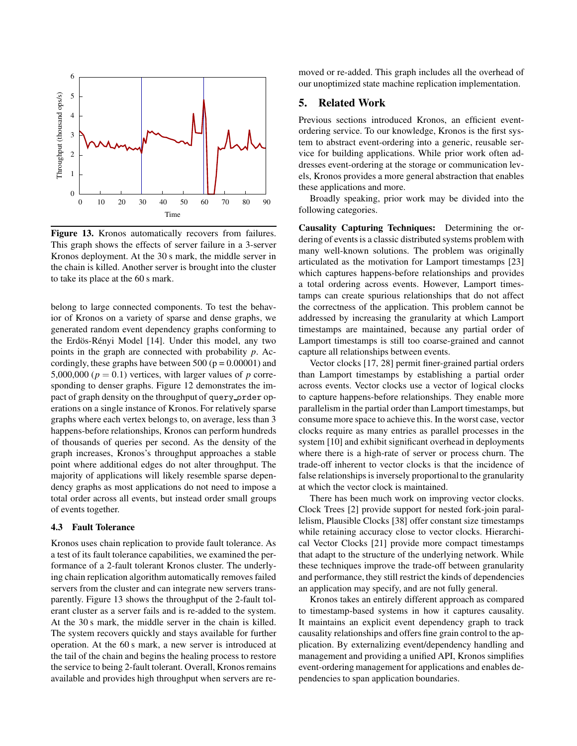**Figure 13.** Kronos automatically recovers from failures. This graph shows the effects of server failure in a 3-server Kronos deployment. At the 30 s mark, the middle server in the chain is killed. Another server is brought into the cluster to take its place at the 60 s mark.

belong to large connected components. To test the behavior of Kronos on a variety of sparse and dense graphs, we generated random event dependency graphs conforming to the Erdös-Rényi Model [14]. Under this model, any two points in the graph are connected with probability $p$. Accordingly, these graphs have between 500 ($p = 0.00001$) and 5,000,000 ($p = 0.1$) vertices, with larger values of $p$ corresponding to denser graphs. Figure 12 demonstrates the impact of graph density on the throughput of `query_order` operations on a single instance of Kronos. For relatively sparse graphs where each vertex belongs to, on average, less than 3 happens-before relationships, Kronos can perform hundreds of thousands of queries per second. As the density of the graph increases, Kronos's throughput approaches a stable point where additional edges do not alter throughput. The majority of applications will likely resemble sparse dependency graphs as most applications do not need to impose a total order across all events, but instead order small groups of events together.

### 4.3 Fault Tolerance

Kronos uses chain replication to provide fault tolerance. As a test of its fault tolerance capabilities, we examined the performance of a 2-fault tolerant Kronos cluster. The underlying chain replication algorithm automatically removes failed servers from the cluster and can integrate new servers transparently. Figure 13 shows the throughput of the 2-fault tolerant cluster as a server fails and is re-added to the system. At the 30 s mark, the middle server in the chain is killed. The system recovers quickly and stays available for further operation. At the 60 s mark, a new server is introduced at the tail of the chain and begins the healing process to restore the service to being 2-fault tolerant. Overall, Kronos remains available and provides high throughput when servers are removed or re-added. This graph includes all the overhead of our unoptimized state machine replication implementation.

## 5. Related Work

Previous sections introduced Kronos, an efficient event-ordering service. To our knowledge, Kronos is the first system to abstract event-ordering into a generic, reusable service for building applications. While prior work often addresses event-ordering at the storage or communication levels, Kronos provides a more general abstraction that enables these applications and more.

Broadly speaking, prior work may be divided into the following categories.

**Causality Capturing Techniques:** Determining the ordering of events is a classic distributed systems problem with many well-known solutions. The problem was originally articulated as the motivation for Lamport timestamps [23] which captures happens-before relationships and provides a total ordering across events. However, Lamport timestamps can create spurious relationships that do not affect the correctness of the application. This problem cannot be addressed by increasing the granularity at which Lamport timestamps are maintained, because any partial order of Lamport timestamps is still too coarse-grained and cannot capture all relationships between events.

Vector clocks [17, 28] permit finer-grained partial orders than Lamport timestamps by establishing a partial order across events. Vector clocks use a vector of logical clocks to capture happens-before relationships. They enable more parallelism in the partial order than Lamport timestamps, but consume more space to achieve this. In the worst case, vector clocks require as many entries as parallel processes in the system [10] and exhibit significant overhead in deployments where there is a high-rate of server or process churn. The trade-off inherent to vector clocks is that the incidence of false relationships is inversely proportional to the granularity at which the vector clock is maintained.

There has been much work on improving vector clocks. Clock Trees [2] provide support for nested fork-join parallelism, Plausible Clocks [38] offer constant size timestamps while retaining accuracy close to vector clocks. Hierarchical Vector Clocks [21] provide more compact timestamps that adapt to the structure of the underlying network. While these techniques improve the trade-off between granularity and performance, they still restrict the kinds of dependencies an application may specify, and are not fully general.

Kronos takes an entirely different approach as compared to timestamp-based systems in how it captures causality. It maintains an explicit event dependency graph to track causality relationships and offers fine grain control to the application. By externalizing event/dependency handling and management and providing a unified API, Kronos simplifies event-ordering management for applications and enables dependencies to span application boundaries.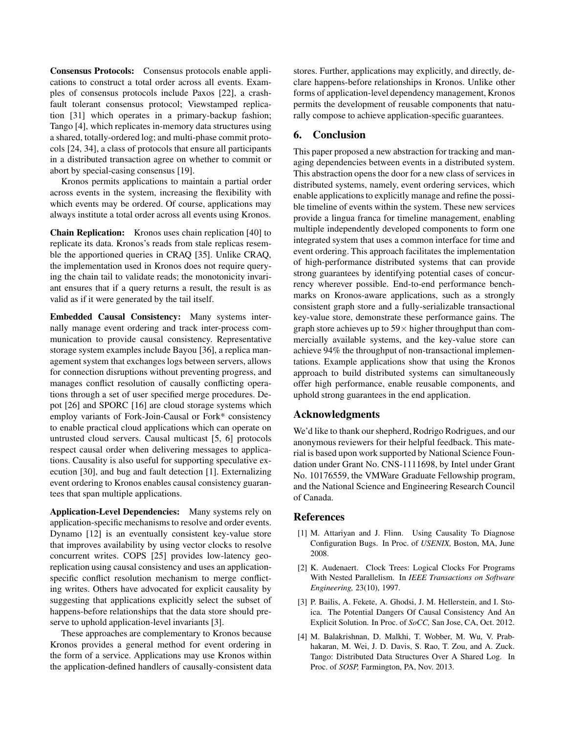**Consensus Protocols:** Consensus protocols enable applications to construct a total order across all events. Examples of consensus protocols include Paxos [22], a crash-fault tolerant consensus protocol; Viewstamped replication [31] which operates in a primary-backup fashion; Tango [4], which replicates in-memory data structures using a shared, totally-ordered log; and multi-phase commit protocols [24, 34], a class of protocols that ensure all participants in a distributed transaction agree on whether to commit or abort by special-casing consensus [19].

Kronos permits applications to maintain a partial order across events in the system, increasing the flexibility with which events may be ordered. Of course, applications may always institute a total order across all events using Kronos.

**Chain Replication:** Kronos uses chain replication [40] to replicate its data. Kronos's reads from stale replicas resemble the apportioned queries in CRAQ [35]. Unlike CRAQ, the implementation used in Kronos does not require querying the chain tail to validate reads; the monotonicity invariant ensures that if a query returns a result, the result is as valid as if it were generated by the tail itself.

**Embedded Causal Consistency:** Many systems internally manage event ordering and track inter-process communication to provide causal consistency. Representative storage system examples include Bayou [36], a replica management system that exchanges logs between servers, allows for connection disruptions without preventing progress, and manages conflict resolution of causally conflicting operations through a set of user specified merge procedures. Depot [26] and SPORC [16] are cloud storage systems which employ variants of Fork-Join-Causal or Fork* consistency to enable practical cloud applications which can operate on untrusted cloud servers. Causal multicast [5, 6] protocols respect causal order when delivering messages to applications. Causality is also useful for supporting speculative execution [30], and bug and fault detection [1]. Externalizing event ordering to Kronos enables causal consistency guarantees that span multiple applications.

**Application-Level Dependencies:** Many systems rely on application-specific mechanisms to resolve and order events. Dynamo [12] is an eventually consistent key-value store that improves availability by using vector clocks to resolve concurrent writes. COPS [25] provides low-latency geo-replication using causal consistency and uses an application-specific conflict resolution mechanism to merge conflicting writes. Others have advocated for explicit causality by suggesting that applications explicitly select the subset of happens-before relationships that the data store should preserve to uphold application-level invariants [3].

These approaches are complementary to Kronos because Kronos provides a general method for event ordering in the form of a service. Applications may use Kronos within the application-defined handlers of causally-consistent data stores. Further, applications may explicitly, and directly, declare happens-before relationships in Kronos. Unlike other forms of application-level dependency management, Kronos permits the development of reusable components that naturally compose to achieve application-specific guarantees.

## 6. Conclusion

This paper proposed a new abstraction for tracking and managing dependencies between events in a distributed system. This abstraction opens the door for a new class of services in distributed systems, namely, event ordering services, which enable applications to explicitly manage and refine the possible timeline of events within the system. These new services provide a lingua franca for timeline management, enabling multiple independently developed components to form one integrated system that uses a common interface for time and event ordering. This approach facilitates the implementation of high-performance distributed systems that can provide strong guarantees by identifying potential cases of concurrency wherever possible. End-to-end performance benchmarks on Kronos-aware applications, such as a strongly consistent graph store and a fully-serializable transactional key-value store, demonstrate these performance gains. The graph store achieves up to $59\times$ higher throughput than commercially available systems, and the key-value store can achieve 94% the throughput of non-transactional implementations. Example applications show that using the Kronos approach to build distributed systems can simultaneously offer high performance, enable reusable components, and uphold strong guarantees in the end application.

## Acknowledgments

We'd like to thank our shepherd, Rodrigo Rodrigues, and our anonymous reviewers for their helpful feedback. This material is based upon work supported by National Science Foundation under Grant No. CNS-1111698, by Intel under Grant No. 10176559, the VMWare Graduate Fellowship program, and the National Science and Engineering Research Council of Canada.

## References

[1] M. Attariyan and J. Flinn. Using Causality To Diagnose Configuration Bugs. In Proc. of *USENIX,* Boston, MA, June 2008.

[2] K. Audenaert. Clock Trees: Logical Clocks For Programs With Nested Parallelism. In *IEEE Transactions on Software Engineering,* 23(10), 1997.

[3] P. Bailis, A. Fekete, A. Ghodsi, J. M. Hellerstein, and I. Stoica. The Potential Dangers Of Causal Consistency And An Explicit Solution. In Proc. of *SoCC,* San Jose, CA, Oct. 2012.

[4] M. Balakrishnan, D. Malkhi, T. Wobber, M. Wu, V. Prabhakaran, M. Wei, J. D. Davis, S. Rao, T. Zou, and A. Zuck. Tango: Distributed Data Structures Over A Shared Log. In Proc. of *SOSP,* Farmington, PA, Nov. 2013.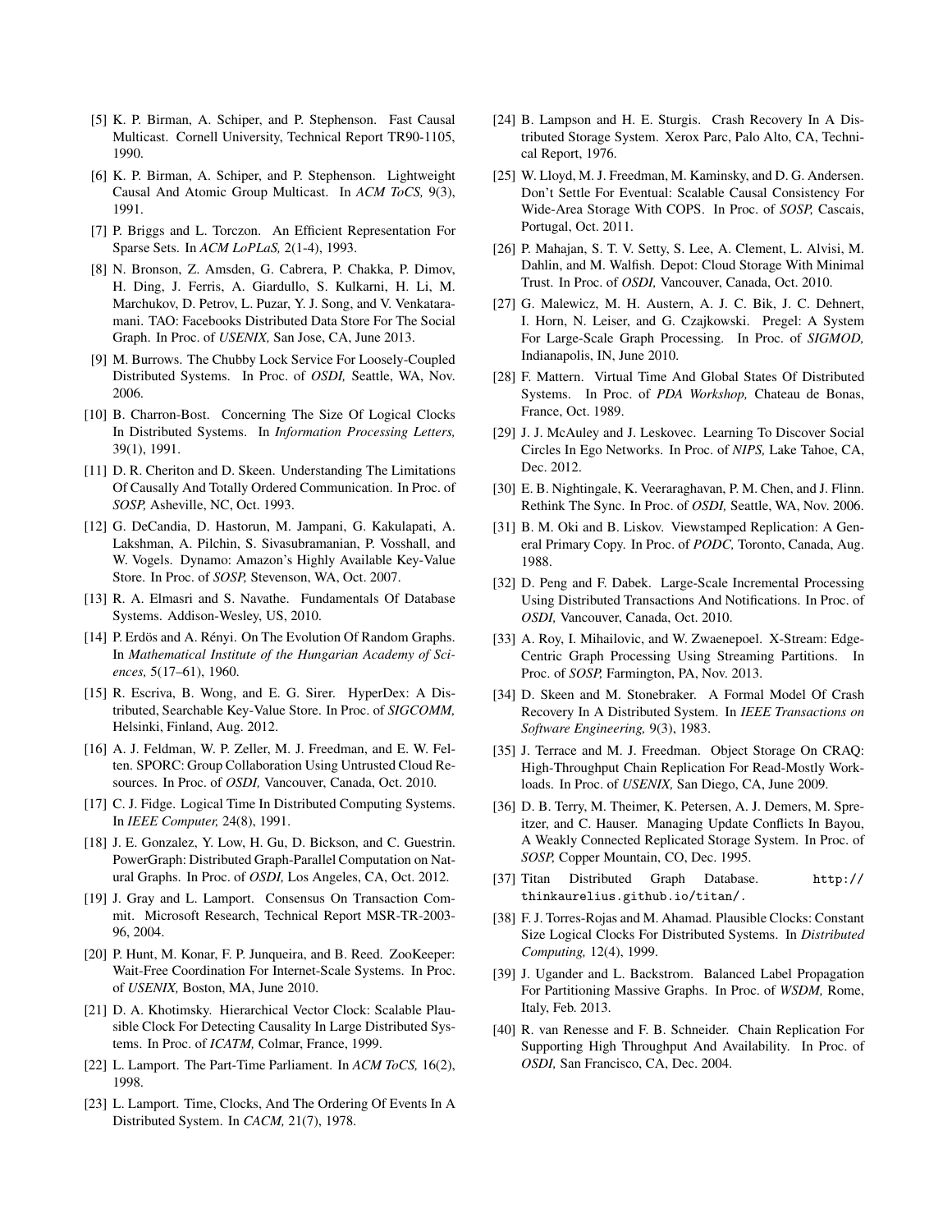[5] K. P. Birman, A. Schiper, and P. Stephenson. Fast Causal Multicast. Cornell University, Technical Report TR90-1105, 1990.

[6] K. P. Birman, A. Schiper, and P. Stephenson. Lightweight Causal And Atomic Group Multicast. In *ACM ToCS,* 9(3), 1991.

[7] P. Briggs and L. Torczon. An Efficient Representation For Sparse Sets. In *ACM LoPLaS,* 2(1-4), 1993.

[8] N. Bronson, Z. Amsden, G. Cabrera, P. Chakka, P. Dimov, H. Ding, J. Ferris, A. Giardullo, S. Kulkarni, H. Li, M. Marchukov, D. Petrov, L. Puzar, Y. J. Song, and V. Venkataramani. TAO: Facebooks Distributed Data Store For The Social Graph. In Proc. of *USENIX,* San Jose, CA, June 2013.

[9] M. Burrows. The Chubby Lock Service For Loosely-Coupled Distributed Systems. In Proc. of *OSDI,* Seattle, WA, Nov. 2006.

[10] B. Charron-Bost. Concerning The Size Of Logical Clocks In Distributed Systems. In *Information Processing Letters,* 39(1), 1991.

[11] D. R. Cheriton and D. Skeen. Understanding The Limitations Of Causally And Totally Ordered Communication. In Proc. of *SOSP,* Asheville, NC, Oct. 1993.

[12] G. DeCandia, D. Hastorun, M. Jampani, G. Kakulapati, A. Lakshman, A. Pilchin, S. Sivasubramanian, P. Vosshall, and W. Vogels. Dynamo: Amazon's Highly Available Key-Value Store. In Proc. of *SOSP,* Stevenson, WA, Oct. 2007.

[13] R. A. Elmasri and S. Navathe. Fundamentals Of Database Systems. Addison-Wesley, US, 2010.

[14] P. Erdös and A. Rényi. On The Evolution Of Random Graphs. In *Mathematical Institute of the Hungarian Academy of Sciences,* 5(17–61), 1960.

[15] R. Escriva, B. Wong, and E. G. Sirer. HyperDex: A Distributed, Searchable Key-Value Store. In Proc. of *SIGCOMM,* Helsinki, Finland, Aug. 2012.

[16] A. J. Feldman, W. P. Zeller, M. J. Freedman, and E. W. Felten. SPORC: Group Collaboration Using Untrusted Cloud Resources. In Proc. of *OSDI,* Vancouver, Canada, Oct. 2010.

[17] C. J. Fidge. Logical Time In Distributed Computing Systems. In *IEEE Computer,* 24(8), 1991.

[18] J. E. Gonzalez, Y. Low, H. Gu, D. Bickson, and C. Guestrin. PowerGraph: Distributed Graph-Parallel Computation on Natural Graphs. In Proc. of *OSDI,* Los Angeles, CA, Oct. 2012.

[19] J. Gray and L. Lamport. Consensus On Transaction Commit. Microsoft Research, Technical Report MSR-TR-2003-96, 2004.

[20] P. Hunt, M. Konar, F. P. Junqueira, and B. Reed. ZooKeeper: Wait-Free Coordination For Internet-Scale Systems. In Proc. of *USENIX,* Boston, MA, June 2010.

[21] D. A. Khotimsky. Hierarchical Vector Clock: Scalable Plausible Clock For Detecting Causality In Large Distributed Systems. In Proc. of *ICATM,* Colmar, France, 1999.

[22] L. Lamport. The Part-Time Parliament. In *ACM ToCS,* 16(2), 1998.

[23] L. Lamport. Time, Clocks, And The Ordering Of Events In A Distributed System. In *CACM,* 21(7), 1978.

[24] B. Lampson and H. E. Sturgis. Crash Recovery In A Distributed Storage System. Xerox Parc, Palo Alto, CA, Technical Report, 1976.

[25] W. Lloyd, M. J. Freedman, M. Kaminsky, and D. G. Andersen. Don't Settle For Eventual: Scalable Causal Consistency For Wide-Area Storage With COPS. In Proc. of *SOSP,* Cascais, Portugal, Oct. 2011.

[26] P. Mahajan, S. T. V. Setty, S. Lee, A. Clement, L. Alvisi, M. Dahlin, and M. Walfish. Depot: Cloud Storage With Minimal Trust. In Proc. of *OSDI,* Vancouver, Canada, Oct. 2010.

[27] G. Malewicz, M. H. Austern, A. J. C. Bik, J. C. Dehnert, I. Horn, N. Leiser, and G. Czajkowski. Pregel: A System For Large-Scale Graph Processing. In Proc. of *SIGMOD,* Indianapolis, IN, June 2010.

[28] F. Mattern. Virtual Time And Global States Of Distributed Systems. In Proc. of *PDA Workshop,* Chateau de Bonas, France, Oct. 1989.

[29] J. J. McAuley and J. Leskovec. Learning To Discover Social Circles In Ego Networks. In Proc. of *NIPS,* Lake Tahoe, CA, Dec. 2012.

[30] E. B. Nightingale, K. Veeraraghavan, P. M. Chen, and J. Flinn. Rethink The Sync. In Proc. of *OSDI,* Seattle, WA, Nov. 2006.

[31] B. M. Oki and B. Liskov. Viewstamped Replication: A General Primary Copy. In Proc. of *PODC,* Toronto, Canada, Aug. 1988.

[32] D. Peng and F. Dabek. Large-Scale Incremental Processing Using Distributed Transactions And Notifications. In Proc. of *OSDI,* Vancouver, Canada, Oct. 2010.

[33] A. Roy, I. Mihailovic, and W. Zwaenepoel. X-Stream: Edge-Centric Graph Processing Using Streaming Partitions. In Proc. of *SOSP,* Farmington, PA, Nov. 2013.

[34] D. Skeen and M. Stonebraker. A Formal Model Of Crash Recovery In A Distributed System. In *IEEE Transactions on Software Engineering,* 9(3), 1983.

[35] J. Terrace and M. J. Freedman. Object Storage On CRAQ: High-Throughput Chain Replication For Read-Mostly Workloads. In Proc. of *USENIX,* San Diego, CA, June 2009.

[36] D. B. Terry, M. Theimer, K. Petersen, A. J. Demers, M. Spreitzer, and C. Hauser. Managing Update Conflicts In Bayou, A Weakly Connected Replicated Storage System. In Proc. of *SOSP,* Copper Mountain, CO, Dec. 1995.

[37] Titan Distributed Graph Database. `http://thinkaurelius.github.io/titan/`.

[38] F. J. Torres-Rojas and M. Ahamad. Plausible Clocks: Constant Size Logical Clocks For Distributed Systems. In *Distributed Computing,* 12(4), 1999.

[39] J. Ugander and L. Backstrom. Balanced Label Propagation For Partitioning Massive Graphs. In Proc. of *WSDM,* Rome, Italy, Feb. 2013.

[40] R. van Renesse and F. B. Schneider. Chain Replication For Supporting High Throughput And Availability. In Proc. of *OSDI,* San Francisco, CA, Dec. 2004.